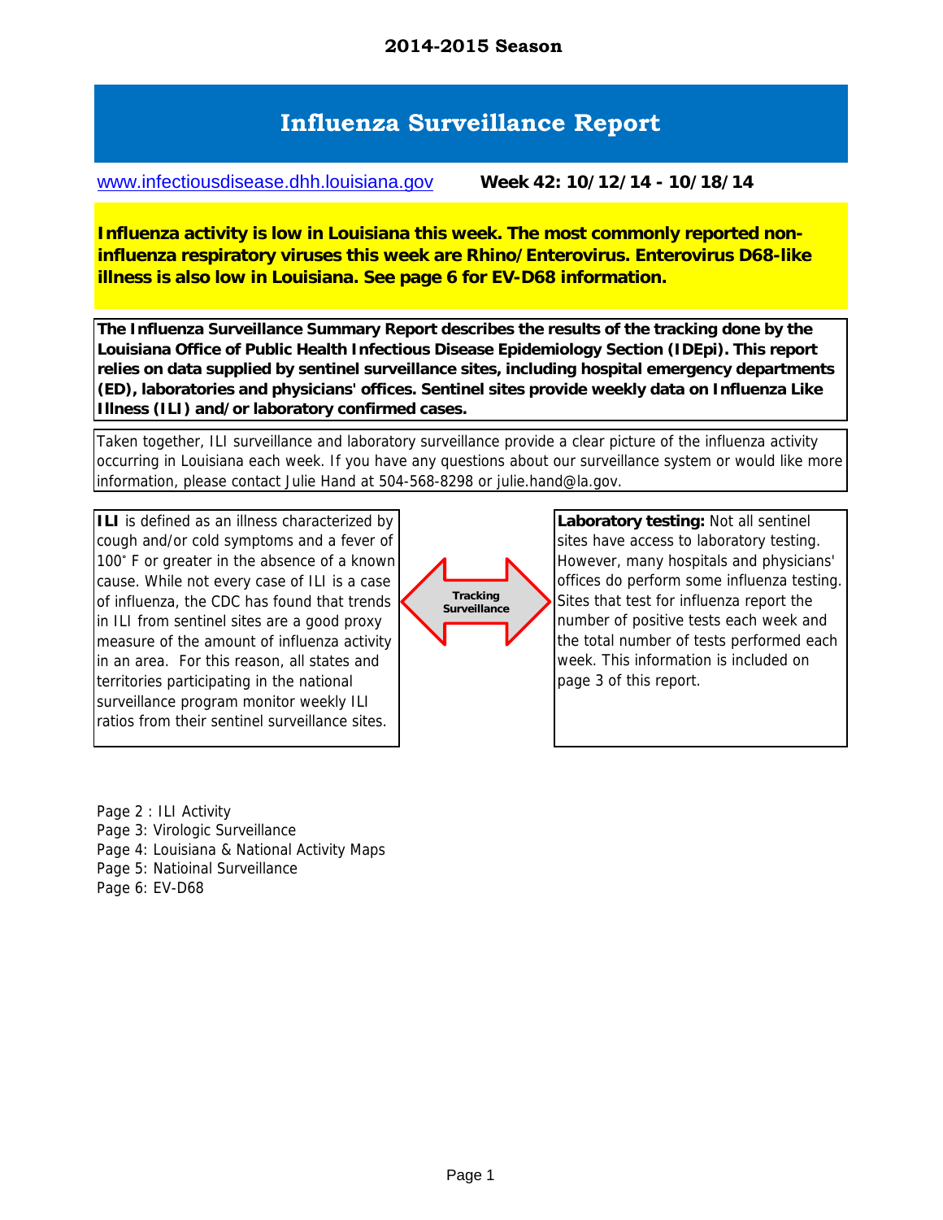**2014-2015 Season**

# Influenza Surveillance Report

www.infectiousdisease.dhh.louisiana.gov **Week 42: 10/12/14 - 10/18/14**

**Influenza activity is low in Louisiana this week. The most commonly reported non-influenza respiratory viruses this week are Rhino/Enterovirus. Enterovirus D68-like illness is also low in Louisiana. See page 6 for EV-D68 information.**

**The Influenza Surveillance Summary Report describes the results of the tracking done by the Louisiana Office of Public Health Infectious Disease Epidemiology Section (IDEpi). This report relies on data supplied by sentinel surveillance sites, including hospital emergency departments (ED), laboratories and physicians' offices. Sentinel sites provide weekly data on Influenza Like Illness (ILI) and/or laboratory confirmed cases.**

Taken together, ILI surveillance and laboratory surveillance provide a clear picture of the influenza activity occurring in Louisiana each week. If you have any questions about our surveillance system or would like more information, please contact Julie Hand at 504-568-8298 or julie.hand@la.gov.

**ILI** is defined as an illness characterized by cough and/or cold symptoms and a fever of 100˚ F or greater in the absence of a known cause. While not every case of ILI is a case of influenza, the CDC has found that trends in ILI from sentinel sites are a good proxy measure of the amount of influenza activity in an area. For this reason, all states and territories participating in the national surveillance program monitor weekly ILI ratios from their sentinel surveillance sites.

Tracking Surveillance

**Laboratory testing:** Not all sentinel sites have access to laboratory testing. However, many hospitals and physicians' offices do perform some influenza testing. Sites that test for influenza report the number of positive tests each week and the total number of tests performed each week. This information is included on page 3 of this report.

Page 2 : ILI Activity
Page 3: Virologic Surveillance
Page 4: Louisiana & National Activity Maps
Page 5: Natioinal Surveillance
Page 6: EV-D68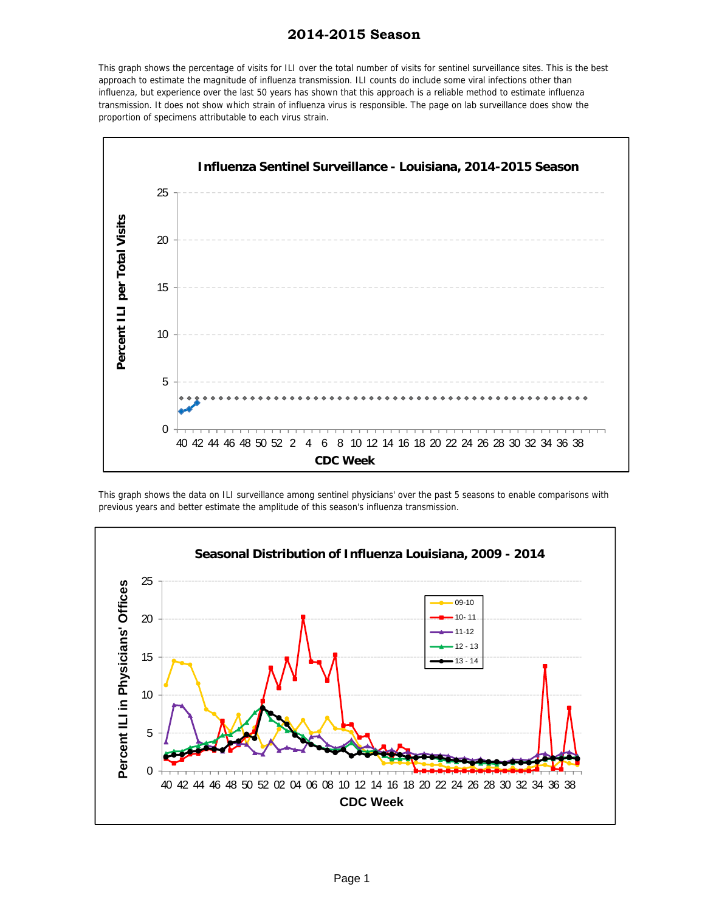# 2014-2015 Season

This graph shows the percentage of visits for ILI over the total number of visits for sentinel surveillance sites. This is the best approach to estimate the magnitude of influenza transmission. ILI counts do include some viral infections other than influenza, but experience over the last 50 years has shown that this approach is a reliable method to estimate influenza transmission. It does not show which strain of influenza virus is responsible. The page on lab surveillance does show the proportion of specimens attributable to each virus strain.

This graph shows the data on ILI surveillance among sentinel physicians' over the past 5 seasons to enable comparisons with previous years and better estimate the amplitude of this season's influenza transmission.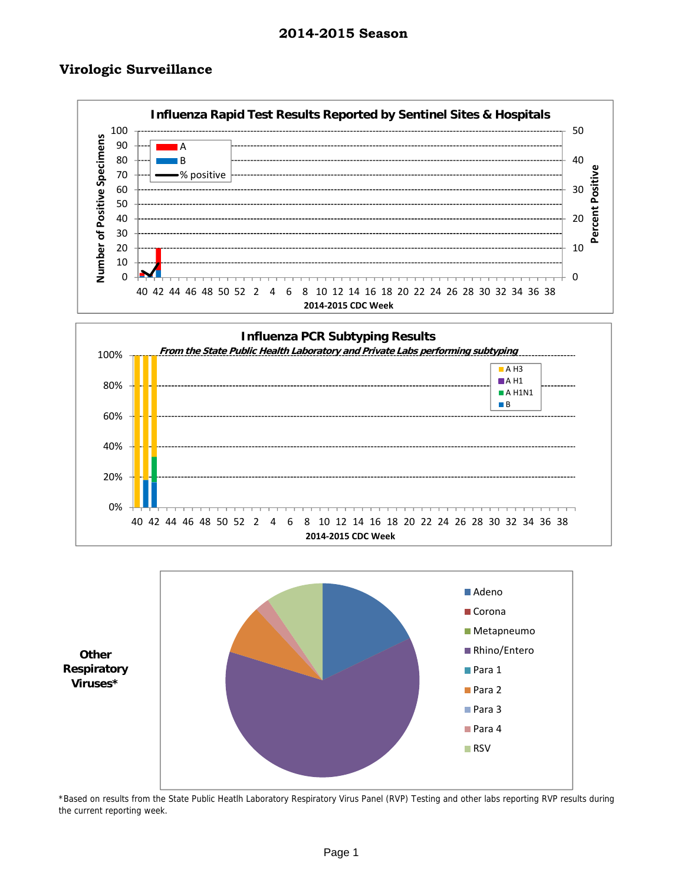# 2014-2015 Season

## Virologic Surveillance

**Influenza Rapid Test Results Reported by Sentinel Sites & Hospitals**

**Influenza PCR Subtyping Results**

*From the State Public Health Laboratory and Private Labs performing subtyping*

**Other Respiratory Viruses***

*Based on results from the State Public Heatlh Laboratory Respiratory Virus Panel (RVP) Testing and other labs reporting RVP results during the current reporting week.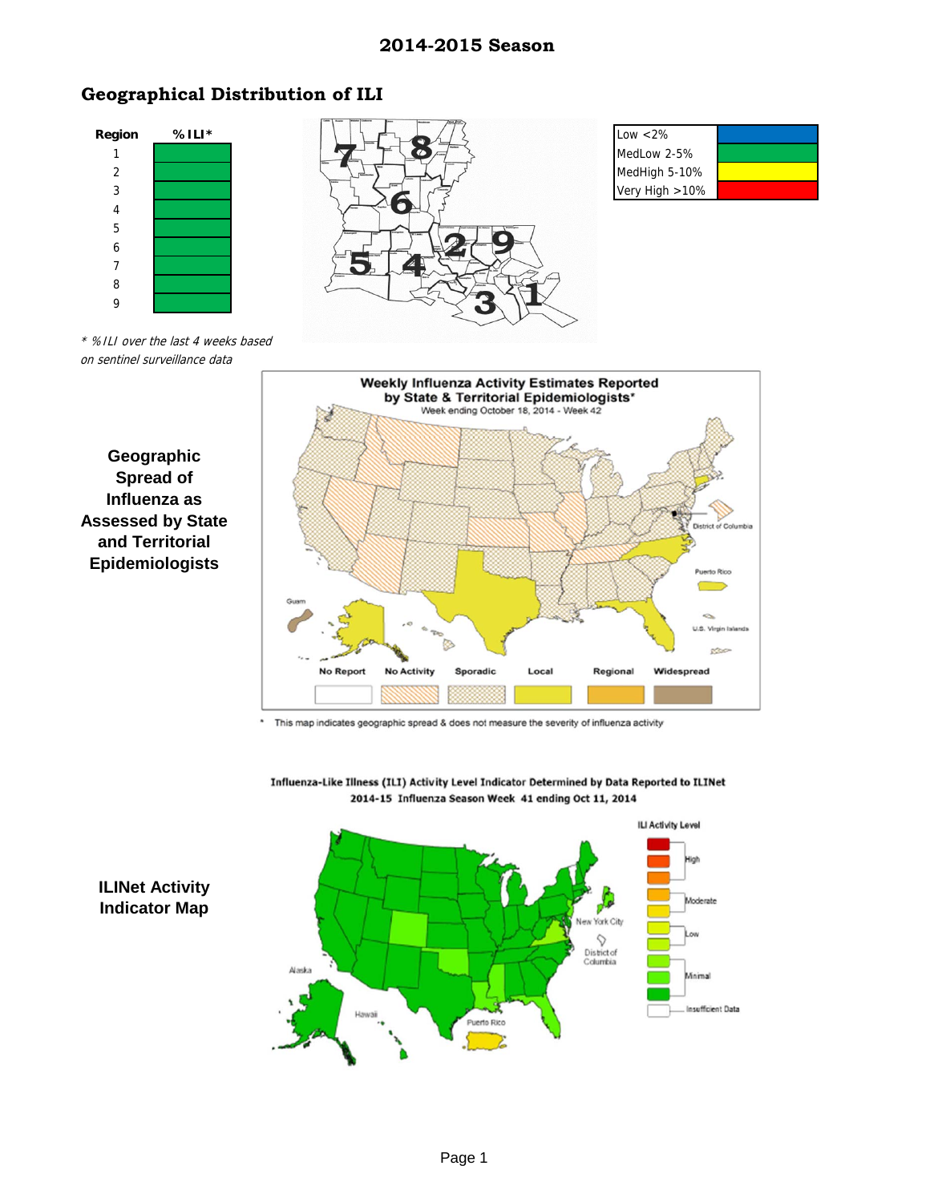# 2014-2015 Season

## Geographical Distribution of ILI

| Region | %ILI* |
| --- | --- |
| 1 | |
| 2 | |
| 3 | |
| 4 | |
| 5 | |
| 6 | |
| 7 | |
| 8 | |
| 9 | |

| | |
| --- | --- |
| Low <2% | |
| MedLow 2-5% | |
| MedHigh 5-10% | |
| Very High >10% | |

*\* %ILI over the last 4 weeks based on sentinel surveillance data*

**Geographic Spread of Influenza as Assessed by State and Territorial Epidemiologists**

**Weekly Influenza Activity Estimates Reported by State & Territorial Epidemiologists***

Week ending October 18, 2014 - Week 42

No Report | No Activity | Sporadic | Local | Regional | Widespread

\* This map indicates geographic spread & does not measure the severity of influenza activity

**ILINet Activity Indicator Map**

**Influenza-Like Illness (ILI) Activity Level Indicator Determined by Data Reported to ILINet**

**2014-15 Influenza Season Week 41 ending Oct 11, 2014**

ILI Activity Level: High, Moderate, Low, Minimal, Insufficient Data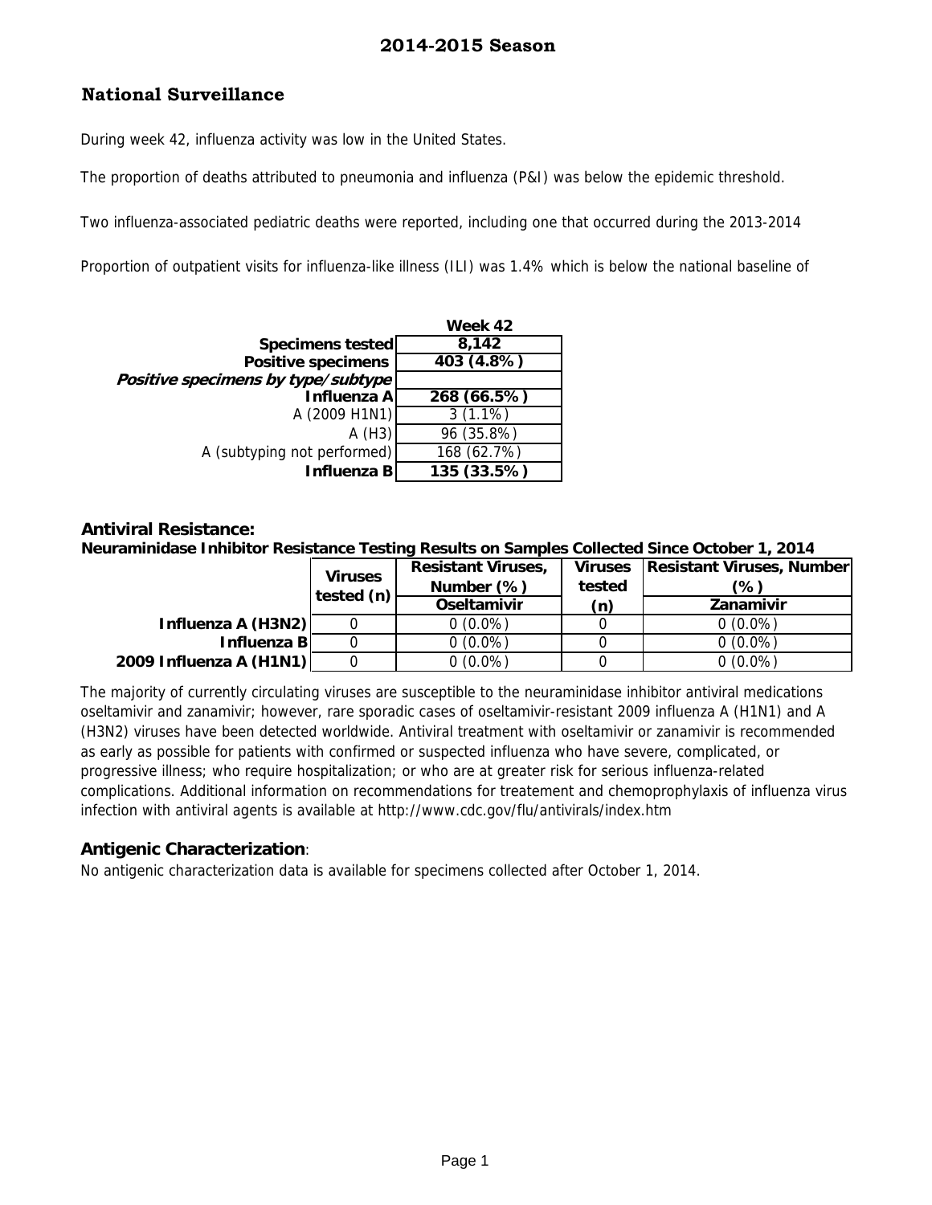# 2014-2015 Season

## National Surveillance

During week 42, influenza activity was low in the United States.

The proportion of deaths attributed to pneumonia and influenza (P&I) was below the epidemic threshold.

Two influenza-associated pediatric deaths were reported, including one that occurred during the 2013-2014

Proportion of outpatient visits for influenza-like illness (ILI) was 1.4% which is below the national baseline of

| | Week 42 |
|---|---|
| **Specimens tested** | **8,142** |
| **Positive specimens** | **403 (4.8%)** |
| ***Positive specimens by type/subtype*** | |
| **Influenza A** | **268 (66.5%)** |
| A (2009 H1N1) | 3 (1.1%) |
| A (H3) | 96 (35.8%) |
| A (subtyping not performed) | 168 (62.7%) |
| **Influenza B** | **135 (33.5%)** |

### Antiviral Resistance:

**Neuraminidase Inhibitor Resistance Testing Results on Samples Collected Since October 1, 2014**

| | Viruses tested (n) | Resistant Viruses, Number (%) | Viruses tested (n) | Resistant Viruses, Number (%) |
|---|---|---|---|---|
| | | Oseltamivir | | Zanamivir |
| **Influenza A (H3N2)** | 0 | 0 (0.0%) | 0 | 0 (0.0%) |
| **Influenza B** | 0 | 0 (0.0%) | 0 | 0 (0.0%) |
| **2009 Influenza A (H1N1)** | 0 | 0 (0.0%) | 0 | 0 (0.0%) |

The majority of currently circulating viruses are susceptible to the neuraminidase inhibitor antiviral medications oseltamivir and zanamivir; however, rare sporadic cases of oseltamivir-resistant 2009 influenza A (H1N1) and A (H3N2) viruses have been detected worldwide. Antiviral treatment with oseltamivir or zanamivir is recommended as early as possible for patients with confirmed or suspected influenza who have severe, complicated, or progressive illness; who require hospitalization; or who are at greater risk for serious influenza-related complications. Additional information on recommendations for treatement and chemoprophylaxis of influenza virus infection with antiviral agents is available at http://www.cdc.gov/flu/antivirals/index.htm

### Antigenic Characterization:

No antigenic characterization data is available for specimens collected after October 1, 2014.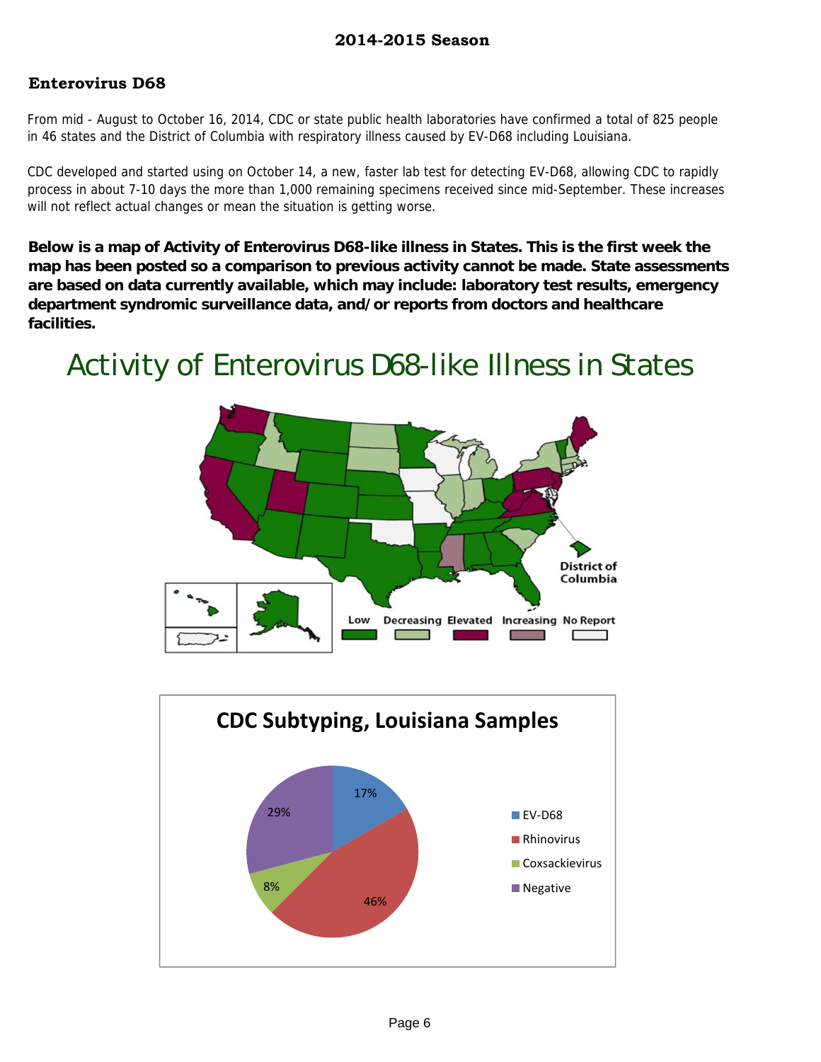**2014-2015 Season**

### Enterovirus D68

From mid - August to October 16, 2014, CDC or state public health laboratories have confirmed a total of 825 people in 46 states and the District of Columbia with respiratory illness caused by EV-D68 including Louisiana.

CDC developed and started using on October 14, a new, faster lab test for detecting EV-D68, allowing CDC to rapidly process in about 7-10 days the more than 1,000 remaining specimens received since mid-September. These increases will not reflect actual changes or mean the situation is getting worse.

**Below is a map of Activity of Enterovirus D68-like illness in States. This is the first week the map has been posted so a comparison to previous activity cannot be made. State assessments are based on data currently available, which may include: laboratory test results, emergency department syndromic surveillance data, and/or reports from doctors and healthcare facilities.**

Activity of Enterovirus D68-like Illness in States

District of Columbia

Low
Decreasing
Elevated
Increasing
No Report

CDC Subtyping, Louisiana Samples

17%
46%
8%
29%

EV-D68
Rhinovirus
Coxsackievirus
Negative